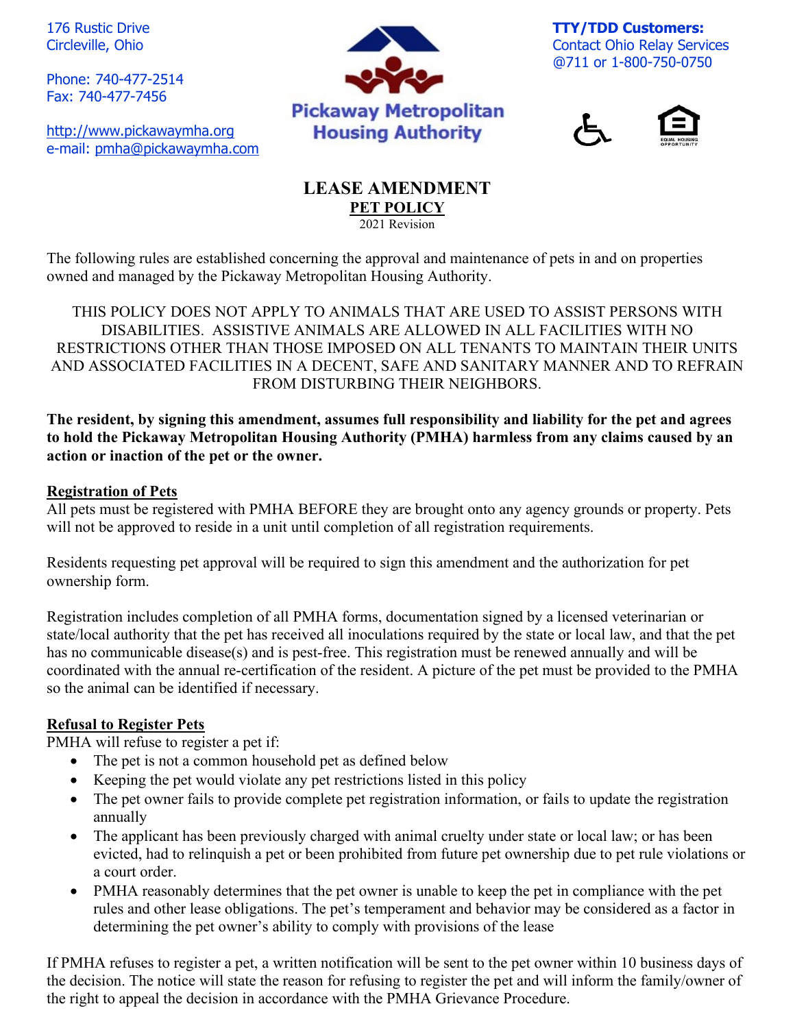176 Rustic Drive
Circleville, Ohio

Phone: 740-477-2514
Fax: 740-477-7456

http://www.pickawaymha.org
e-mail: pmha@pickawaymha.com

**Pickaway Metropolitan Housing Authority**

**TTY/TDD Customers:**
Contact Ohio Relay Services
@711 or 1-800-750-0750

# LEASE AMENDMENT

## PET POLICY

2021 Revision

The following rules are established concerning the approval and maintenance of pets in and on properties owned and managed by the Pickaway Metropolitan Housing Authority.

THIS POLICY DOES NOT APPLY TO ANIMALS THAT ARE USED TO ASSIST PERSONS WITH DISABILITIES. ASSISTIVE ANIMALS ARE ALLOWED IN ALL FACILITIES WITH NO RESTRICTIONS OTHER THAN THOSE IMPOSED ON ALL TENANTS TO MAINTAIN THEIR UNITS AND ASSOCIATED FACILITIES IN A DECENT, SAFE AND SANITARY MANNER AND TO REFRAIN FROM DISTURBING THEIR NEIGHBORS.

**The resident, by signing this amendment, assumes full responsibility and liability for the pet and agrees to hold the Pickaway Metropolitan Housing Authority (PMHA) harmless from any claims caused by an action or inaction of the pet or the owner.**

### Registration of Pets

All pets must be registered with PMHA BEFORE they are brought onto any agency grounds or property. Pets will not be approved to reside in a unit until completion of all registration requirements.

Residents requesting pet approval will be required to sign this amendment and the authorization for pet ownership form.

Registration includes completion of all PMHA forms, documentation signed by a licensed veterinarian or state/local authority that the pet has received all inoculations required by the state or local law, and that the pet has no communicable disease(s) and is pest-free. This registration must be renewed annually and will be coordinated with the annual re-certification of the resident. A picture of the pet must be provided to the PMHA so the animal can be identified if necessary.

### Refusal to Register Pets

PMHA will refuse to register a pet if:

- The pet is not a common household pet as defined below
- Keeping the pet would violate any pet restrictions listed in this policy
- The pet owner fails to provide complete pet registration information, or fails to update the registration annually
- The applicant has been previously charged with animal cruelty under state or local law; or has been evicted, had to relinquish a pet or been prohibited from future pet ownership due to pet rule violations or a court order.
- PMHA reasonably determines that the pet owner is unable to keep the pet in compliance with the pet rules and other lease obligations. The pet's temperament and behavior may be considered as a factor in determining the pet owner's ability to comply with provisions of the lease

If PMHA refuses to register a pet, a written notification will be sent to the pet owner within 10 business days of the decision. The notice will state the reason for refusing to register the pet and will inform the family/owner of the right to appeal the decision in accordance with the PMHA Grievance Procedure.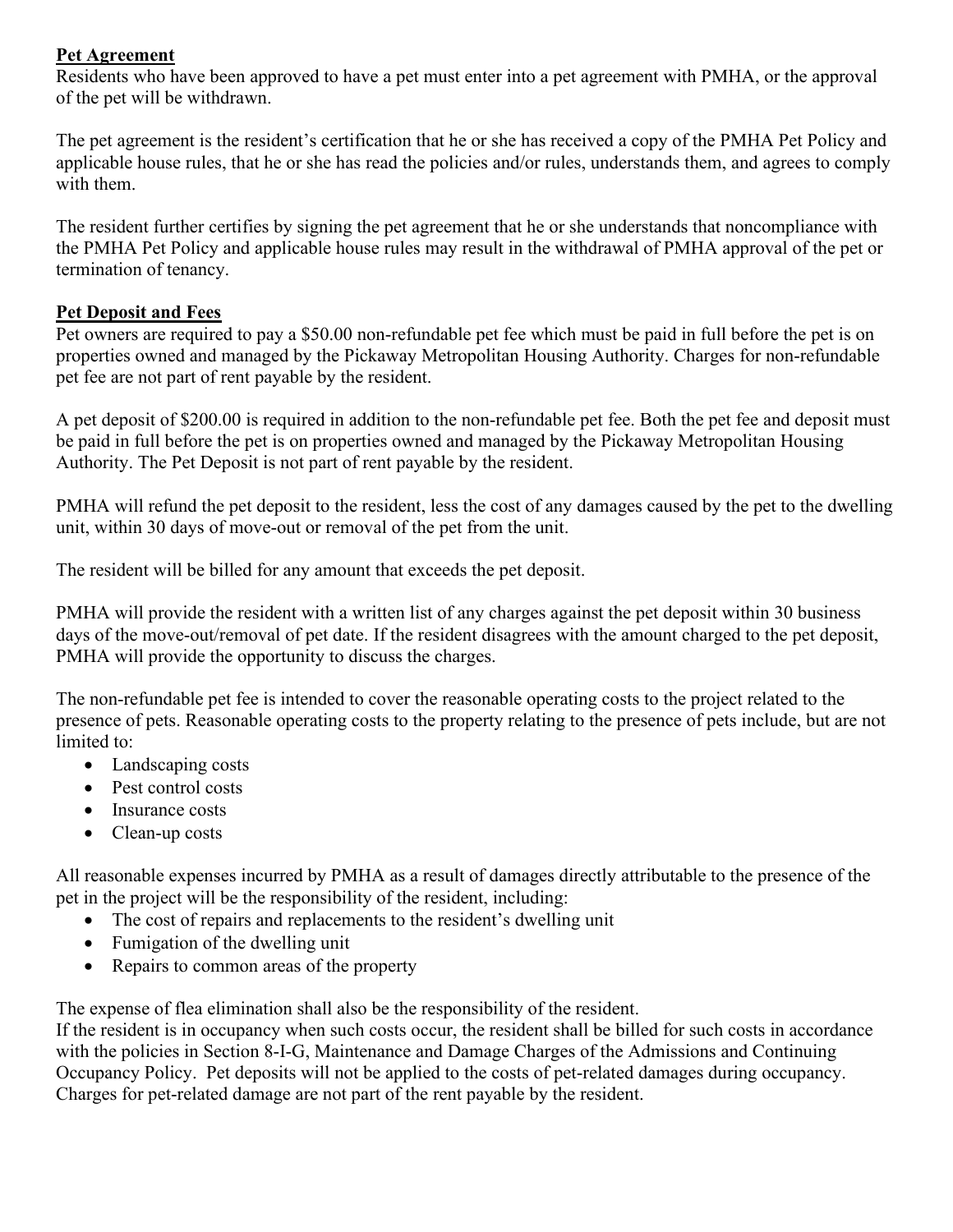## Pet Agreement

Residents who have been approved to have a pet must enter into a pet agreement with PMHA, or the approval of the pet will be withdrawn.

The pet agreement is the resident's certification that he or she has received a copy of the PMHA Pet Policy and applicable house rules, that he or she has read the policies and/or rules, understands them, and agrees to comply with them.

The resident further certifies by signing the pet agreement that he or she understands that noncompliance with the PMHA Pet Policy and applicable house rules may result in the withdrawal of PMHA approval of the pet or termination of tenancy.

## Pet Deposit and Fees

Pet owners are required to pay a $50.00 non-refundable pet fee which must be paid in full before the pet is on properties owned and managed by the Pickaway Metropolitan Housing Authority. Charges for non-refundable pet fee are not part of rent payable by the resident.

A pet deposit of $200.00 is required in addition to the non-refundable pet fee. Both the pet fee and deposit must be paid in full before the pet is on properties owned and managed by the Pickaway Metropolitan Housing Authority. The Pet Deposit is not part of rent payable by the resident.

PMHA will refund the pet deposit to the resident, less the cost of any damages caused by the pet to the dwelling unit, within 30 days of move-out or removal of the pet from the unit.

The resident will be billed for any amount that exceeds the pet deposit.

PMHA will provide the resident with a written list of any charges against the pet deposit within 30 business days of the move-out/removal of pet date. If the resident disagrees with the amount charged to the pet deposit, PMHA will provide the opportunity to discuss the charges.

The non-refundable pet fee is intended to cover the reasonable operating costs to the project related to the presence of pets. Reasonable operating costs to the property relating to the presence of pets include, but are not limited to:

- Landscaping costs
- Pest control costs
- Insurance costs
- Clean-up costs

All reasonable expenses incurred by PMHA as a result of damages directly attributable to the presence of the pet in the project will be the responsibility of the resident, including:

- The cost of repairs and replacements to the resident's dwelling unit
- Fumigation of the dwelling unit
- Repairs to common areas of the property

The expense of flea elimination shall also be the responsibility of the resident.
If the resident is in occupancy when such costs occur, the resident shall be billed for such costs in accordance with the policies in Section 8-I-G, Maintenance and Damage Charges of the Admissions and Continuing Occupancy Policy. Pet deposits will not be applied to the costs of pet-related damages during occupancy. Charges for pet-related damage are not part of the rent payable by the resident.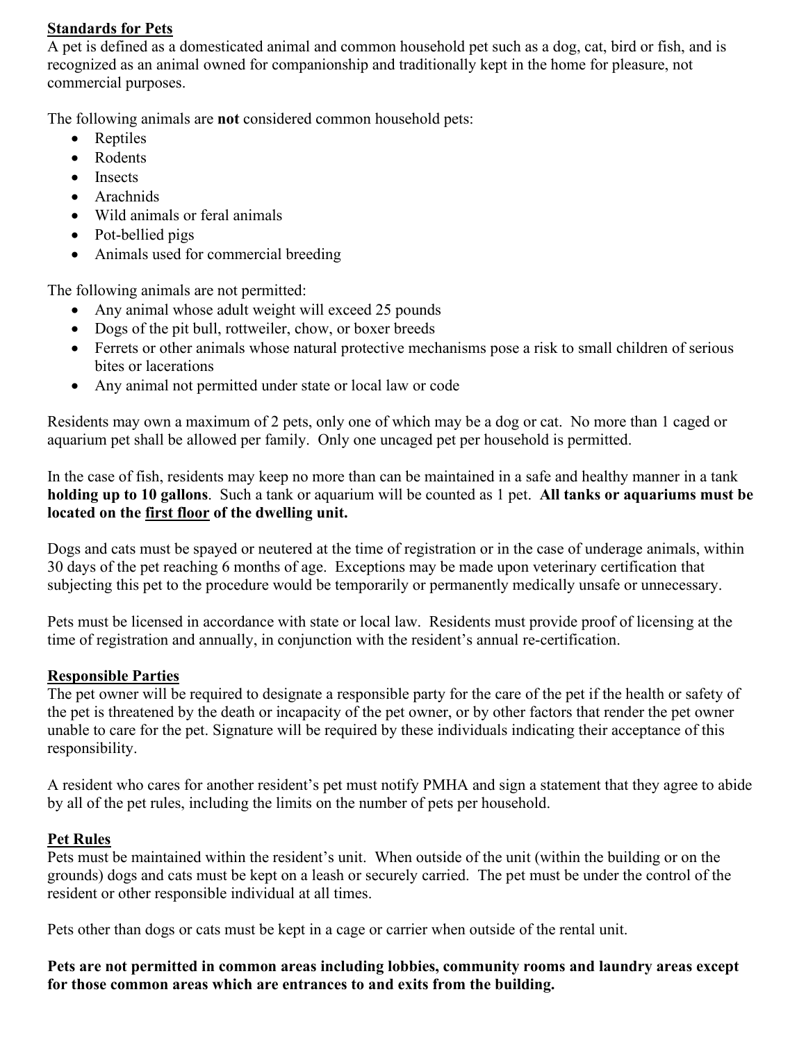## Standards for Pets

A pet is defined as a domesticated animal and common household pet such as a dog, cat, bird or fish, and is recognized as an animal owned for companionship and traditionally kept in the home for pleasure, not commercial purposes.

The following animals are **not** considered common household pets:

- Reptiles
- Rodents
- Insects
- Arachnids
- Wild animals or feral animals
- Pot-bellied pigs
- Animals used for commercial breeding

The following animals are not permitted:

- Any animal whose adult weight will exceed 25 pounds
- Dogs of the pit bull, rottweiler, chow, or boxer breeds
- Ferrets or other animals whose natural protective mechanisms pose a risk to small children of serious bites or lacerations
- Any animal not permitted under state or local law or code

Residents may own a maximum of 2 pets, only one of which may be a dog or cat. No more than 1 caged or aquarium pet shall be allowed per family. Only one uncaged pet per household is permitted.

In the case of fish, residents may keep no more than can be maintained in a safe and healthy manner in a tank **holding up to 10 gallons**. Such a tank or aquarium will be counted as 1 pet. **All tanks or aquariums must be located on the <u>first floor</u> of the dwelling unit.**

Dogs and cats must be spayed or neutered at the time of registration or in the case of underage animals, within 30 days of the pet reaching 6 months of age. Exceptions may be made upon veterinary certification that subjecting this pet to the procedure would be temporarily or permanently medically unsafe or unnecessary.

Pets must be licensed in accordance with state or local law. Residents must provide proof of licensing at the time of registration and annually, in conjunction with the resident's annual re-certification.

## Responsible Parties

The pet owner will be required to designate a responsible party for the care of the pet if the health or safety of the pet is threatened by the death or incapacity of the pet owner, or by other factors that render the pet owner unable to care for the pet. Signature will be required by these individuals indicating their acceptance of this responsibility.

A resident who cares for another resident's pet must notify PMHA and sign a statement that they agree to abide by all of the pet rules, including the limits on the number of pets per household.

## Pet Rules

Pets must be maintained within the resident's unit. When outside of the unit (within the building or on the grounds) dogs and cats must be kept on a leash or securely carried. The pet must be under the control of the resident or other responsible individual at all times.

Pets other than dogs or cats must be kept in a cage or carrier when outside of the rental unit.

**Pets are not permitted in common areas including lobbies, community rooms and laundry areas except for those common areas which are entrances to and exits from the building.**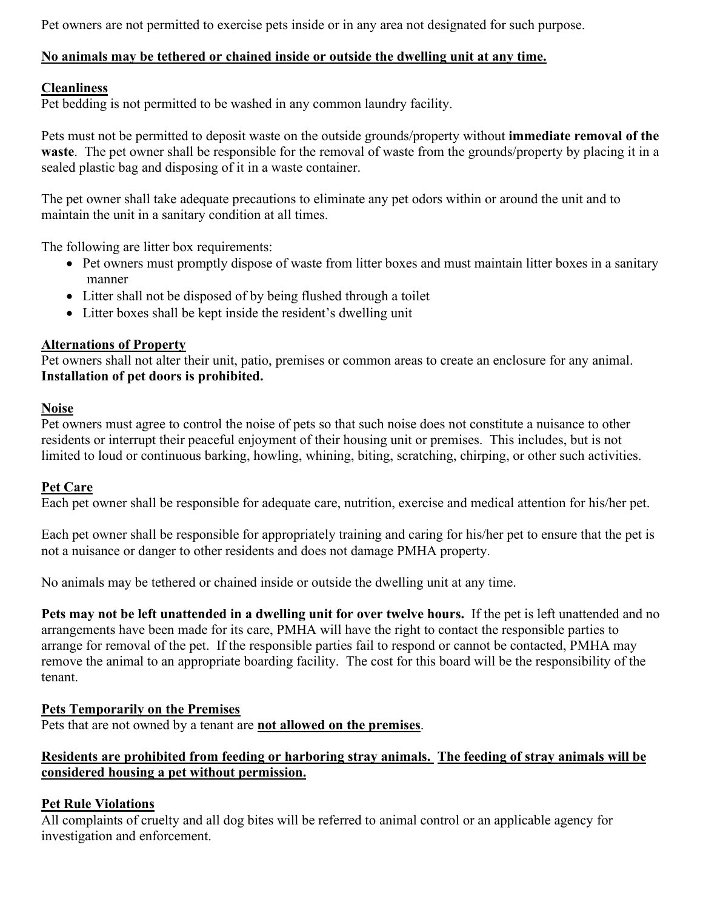Pet owners are not permitted to exercise pets inside or in any area not designated for such purpose.

<u>**No animals may be tethered or chained inside or outside the dwelling unit at any time.**</u>

<u>**Cleanliness**</u>

Pet bedding is not permitted to be washed in any common laundry facility.

Pets must not be permitted to deposit waste on the outside grounds/property without **immediate removal of the waste**. The pet owner shall be responsible for the removal of waste from the grounds/property by placing it in a sealed plastic bag and disposing of it in a waste container.

The pet owner shall take adequate precautions to eliminate any pet odors within or around the unit and to maintain the unit in a sanitary condition at all times.

The following are litter box requirements:

- Pet owners must promptly dispose of waste from litter boxes and must maintain litter boxes in a sanitary manner
- Litter shall not be disposed of by being flushed through a toilet
- Litter boxes shall be kept inside the resident's dwelling unit

<u>**Alternations of Property**</u>

Pet owners shall not alter their unit, patio, premises or common areas to create an enclosure for any animal. **Installation of pet doors is prohibited.**

<u>**Noise**</u>

Pet owners must agree to control the noise of pets so that such noise does not constitute a nuisance to other residents or interrupt their peaceful enjoyment of their housing unit or premises. This includes, but is not limited to loud or continuous barking, howling, whining, biting, scratching, chirping, or other such activities.

<u>**Pet Care**</u>

Each pet owner shall be responsible for adequate care, nutrition, exercise and medical attention for his/her pet.

Each pet owner shall be responsible for appropriately training and caring for his/her pet to ensure that the pet is not a nuisance or danger to other residents and does not damage PMHA property.

No animals may be tethered or chained inside or outside the dwelling unit at any time.

**Pets may not be left unattended in a dwelling unit for over twelve hours.** If the pet is left unattended and no arrangements have been made for its care, PMHA will have the right to contact the responsible parties to arrange for removal of the pet. If the responsible parties fail to respond or cannot be contacted, PMHA may remove the animal to an appropriate boarding facility. The cost for this board will be the responsibility of the tenant.

<u>**Pets Temporarily on the Premises**</u>

Pets that are not owned by a tenant are <u>**not allowed on the premises**</u>.

<u>**Residents are prohibited from feeding or harboring stray animals. The feeding of stray animals will be considered housing a pet without permission.**</u>

<u>**Pet Rule Violations**</u>

All complaints of cruelty and all dog bites will be referred to animal control or an applicable agency for investigation and enforcement.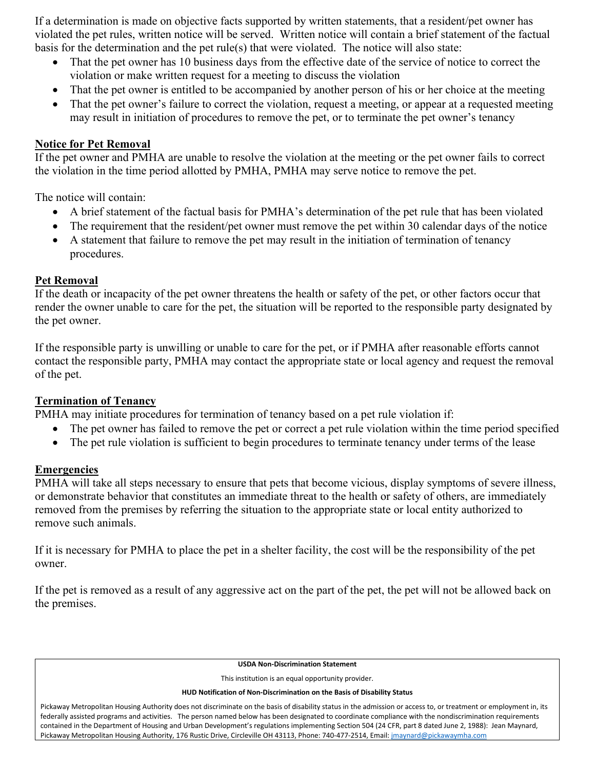If a determination is made on objective facts supported by written statements, that a resident/pet owner has violated the pet rules, written notice will be served. Written notice will contain a brief statement of the factual basis for the determination and the pet rule(s) that were violated. The notice will also state:

- That the pet owner has 10 business days from the effective date of the service of notice to correct the violation or make written request for a meeting to discuss the violation
- That the pet owner is entitled to be accompanied by another person of his or her choice at the meeting
- That the pet owner's failure to correct the violation, request a meeting, or appear at a requested meeting may result in initiation of procedures to remove the pet, or to terminate the pet owner's tenancy

**Notice for Pet Removal**

If the pet owner and PMHA are unable to resolve the violation at the meeting or the pet owner fails to correct the violation in the time period allotted by PMHA, PMHA may serve notice to remove the pet.

The notice will contain:

- A brief statement of the factual basis for PMHA's determination of the pet rule that has been violated
- The requirement that the resident/pet owner must remove the pet within 30 calendar days of the notice
- A statement that failure to remove the pet may result in the initiation of termination of tenancy procedures.

**Pet Removal**

If the death or incapacity of the pet owner threatens the health or safety of the pet, or other factors occur that render the owner unable to care for the pet, the situation will be reported to the responsible party designated by the pet owner.

If the responsible party is unwilling or unable to care for the pet, or if PMHA after reasonable efforts cannot contact the responsible party, PMHA may contact the appropriate state or local agency and request the removal of the pet.

**Termination of Tenancy**

PMHA may initiate procedures for termination of tenancy based on a pet rule violation if:

- The pet owner has failed to remove the pet or correct a pet rule violation within the time period specified
- The pet rule violation is sufficient to begin procedures to terminate tenancy under terms of the lease

**Emergencies**

PMHA will take all steps necessary to ensure that pets that become vicious, display symptoms of severe illness, or demonstrate behavior that constitutes an immediate threat to the health or safety of others, are immediately removed from the premises by referring the situation to the appropriate state or local entity authorized to remove such animals.

If it is necessary for PMHA to place the pet in a shelter facility, the cost will be the responsibility of the pet owner.

If the pet is removed as a result of any aggressive act on the part of the pet, the pet will not be allowed back on the premises.

**USDA Non-Discrimination Statement**

This institution is an equal opportunity provider.

**HUD Notification of Non-Discrimination on the Basis of Disability Status**

Pickaway Metropolitan Housing Authority does not discriminate on the basis of disability status in the admission or access to, or treatment or employment in, its federally assisted programs and activities. The person named below has been designated to coordinate compliance with the nondiscrimination requirements contained in the Department of Housing and Urban Development's regulations implementing Section 504 (24 CFR, part 8 dated June 2, 1988): Jean Maynard, Pickaway Metropolitan Housing Authority, 176 Rustic Drive, Circleville OH 43113, Phone: 740-477-2514, Email: jmaynard@pickawaymha.com